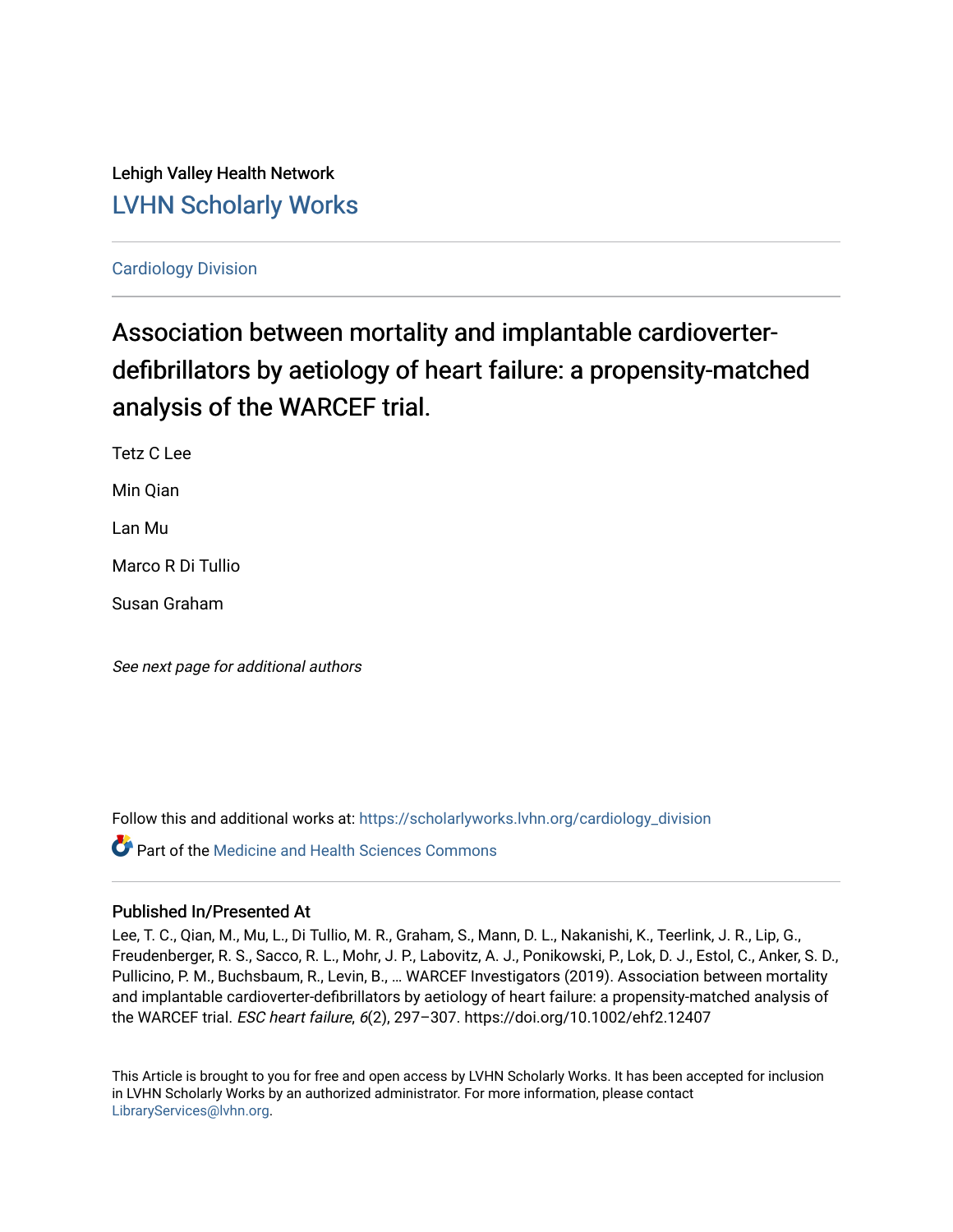Lehigh Valley Health Network

## LVHN Scholarly Works

Cardiology Division

# Association between mortality and implantable cardioverter-defibrillators by aetiology of heart failure: a propensity-matched analysis of the WARCEF trial.

Tetz C Lee

Min Qian

Lan Mu

Marco R Di Tullio

Susan Graham

*See next page for additional authors*

Follow this and additional works at: https://scholarlyworks.lvhn.org/cardiology_division

Part of the Medicine and Health Sciences Commons

### Published In/Presented At

Lee, T. C., Qian, M., Mu, L., Di Tullio, M. R., Graham, S., Mann, D. L., Nakanishi, K., Teerlink, J. R., Lip, G., Freudenberger, R. S., Sacco, R. L., Mohr, J. P., Labovitz, A. J., Ponikowski, P., Lok, D. J., Estol, C., Anker, S. D., Pullicino, P. M., Buchsbaum, R., Levin, B., … WARCEF Investigators (2019). Association between mortality and implantable cardioverter-defibrillators by aetiology of heart failure: a propensity-matched analysis of the WARCEF trial. *ESC heart failure*, *6*(2), 297–307. https://doi.org/10.1002/ehf2.12407

This Article is brought to you for free and open access by LVHN Scholarly Works. It has been accepted for inclusion in LVHN Scholarly Works by an authorized administrator. For more information, please contact LibraryServices@lvhn.org.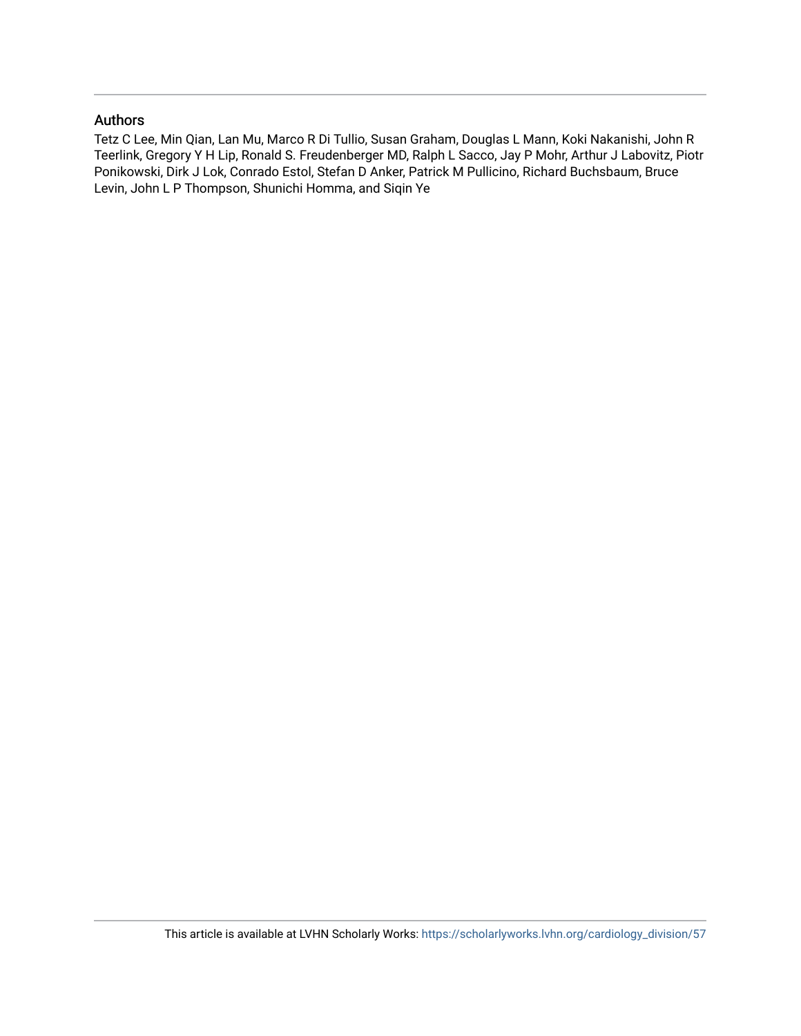## Authors

Tetz C Lee, Min Qian, Lan Mu, Marco R Di Tullio, Susan Graham, Douglas L Mann, Koki Nakanishi, John R Teerlink, Gregory Y H Lip, Ronald S. Freudenberger MD, Ralph L Sacco, Jay P Mohr, Arthur J Labovitz, Piotr Ponikowski, Dirk J Lok, Conrado Estol, Stefan D Anker, Patrick M Pullicino, Richard Buchsbaum, Bruce Levin, John L P Thompson, Shunichi Homma, and Siqin Ye

This article is available at LVHN Scholarly Works: https://scholarlyworks.lvhn.org/cardiology_division/57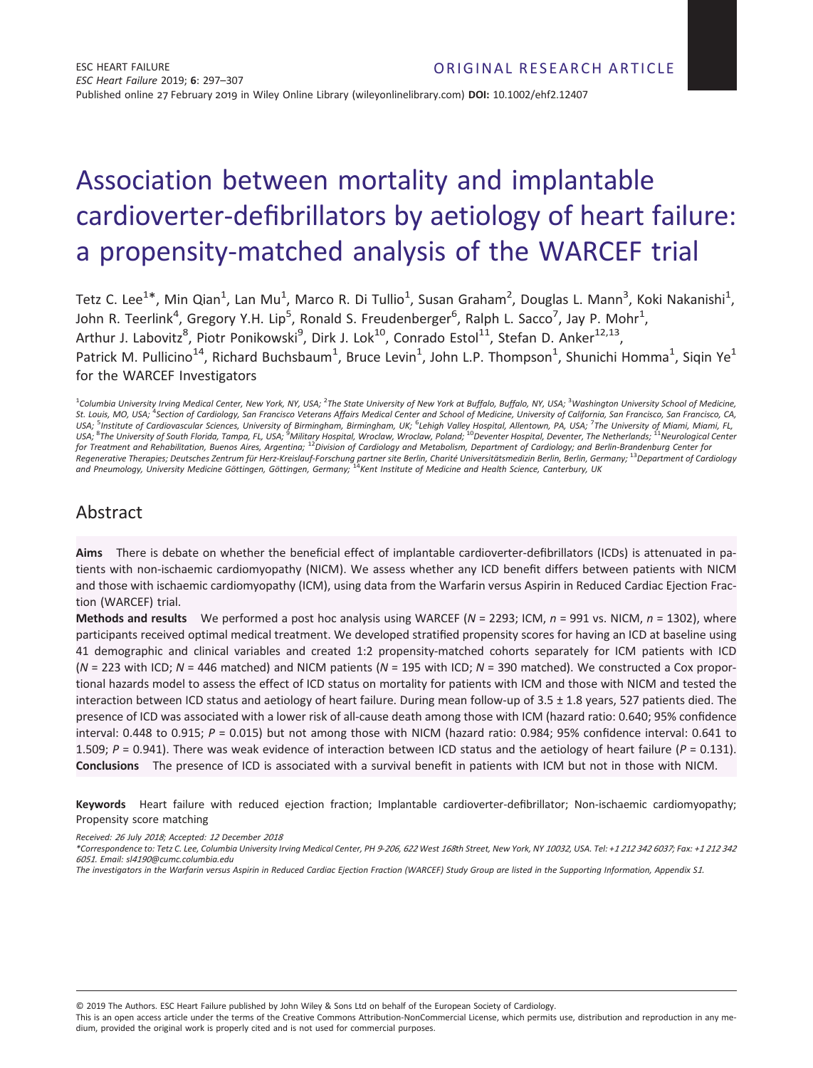ORIGINAL RESEARCH ARTICLE

# Association between mortality and implantable cardioverter-defibrillators by aetiology of heart failure: a propensity-matched analysis of the WARCEF trial

Tetz C. Lee[1]*, Min Qian[1], Lan Mu[1], Marco R. Di Tullio[1], Susan Graham[2], Douglas L. Mann[3], Koki Nakanishi[1], John R. Teerlink[4], Gregory Y.H. Lip[5], Ronald S. Freudenberger[6], Ralph L. Sacco[7], Jay P. Mohr[1], Arthur J. Labovitz[8], Piotr Ponikowski[9], Dirk J. Lok[10], Conrado Estol[11], Stefan D. Anker[12,13], Patrick M. Pullicino[14], Richard Buchsbaum[1], Bruce Levin[1], John L.P. Thompson[1], Shunichi Homma[1], Siqin Ye[1] for the WARCEF Investigators

[1]Columbia University Irving Medical Center, New York, NY, USA; [2]The State University of New York at Buffalo, Buffalo, NY, USA; [3]Washington University School of Medicine, St. Louis, MO, USA; [4]Section of Cardiology, San Francisco Veterans Affairs Medical Center and School of Medicine, University of California, San Francisco, San Francisco, CA, USA; [5]Institute of Cardiovascular Sciences, University of Birmingham, Birmingham, UK; [6]Lehigh Valley Hospital, Allentown, PA, USA; [7]The University of Miami, Miami, FL, USA; [8]The University of South Florida, Tampa, FL, USA; [9]Military Hospital, Wroclaw, Wroclaw, Poland; [10]Deventer Hospital, Deventer, The Netherlands; [11]Neurological Center for Treatment and Rehabilitation, Buenos Aires, Argentina; [12]Division of Cardiology and Metabolism, Department of Cardiology; and Berlin-Brandenburg Center for Regenerative Therapies; Deutsches Zentrum für Herz-Kreislauf-Forschung partner site Berlin, Charité Universitätsmedizin Berlin, Berlin, Germany; [13]Department of Cardiology and Pneumology, University Medicine Göttingen, Göttingen, Germany; [14]Kent Institute of Medicine and Health Science, Canterbury, UK

## Abstract

**Aims** There is debate on whether the beneficial effect of implantable cardioverter-defibrillators (ICDs) is attenuated in patients with non-ischaemic cardiomyopathy (NICM). We assess whether any ICD benefit differs between patients with NICM and those with ischaemic cardiomyopathy (ICM), using data from the Warfarin versus Aspirin in Reduced Cardiac Ejection Fraction (WARCEF) trial.

**Methods and results** We performed a post hoc analysis using WARCEF ($N = 2293$; ICM, $n = 991$ vs. NICM, $n = 1302$), where participants received optimal medical treatment. We developed stratified propensity scores for having an ICD at baseline using 41 demographic and clinical variables and created 1:2 propensity-matched cohorts separately for ICM patients with ICD ($N = 223$ with ICD; $N = 446$ matched) and NICM patients ($N = 195$ with ICD; $N = 390$ matched). We constructed a Cox proportional hazards model to assess the effect of ICD status on mortality for patients with ICM and those with NICM and tested the interaction between ICD status and aetiology of heart failure. During mean follow-up of 3.5 ± 1.8 years, 527 patients died. The presence of ICD was associated with a lower risk of all-cause death among those with ICM (hazard ratio: 0.640; 95% confidence interval: 0.448 to 0.915; $P = 0.015$) but not among those with NICM (hazard ratio: 0.984; 95% confidence interval: 0.641 to 1.509; $P = 0.941$). There was weak evidence of interaction between ICD status and the aetiology of heart failure ($P = 0.131$).

**Conclusions** The presence of ICD is associated with a survival benefit in patients with ICM but not in those with NICM.

**Keywords** Heart failure with reduced ejection fraction; Implantable cardioverter-defibrillator; Non-ischaemic cardiomyopathy; Propensity score matching

*Received: 26 July 2018; Accepted: 12 December 2018*

*\*Correspondence to: Tetz C. Lee, Columbia University Irving Medical Center, PH 9-206, 622 West 168th Street, New York, NY 10032, USA. Tel: +1 212 342 6037; Fax: +1 212 342 6051. Email: sl4190@cumc.columbia.edu*

*The investigators in the Warfarin versus Aspirin in Reduced Cardiac Ejection Fraction (WARCEF) Study Group are listed in the Supporting Information, Appendix S1.*

© 2019 The Authors. ESC Heart Failure published by John Wiley & Sons Ltd on behalf of the European Society of Cardiology.
This is an open access article under the terms of the Creative Commons Attribution-NonCommercial License, which permits use, distribution and reproduction in any medium, provided the original work is properly cited and is not used for commercial purposes.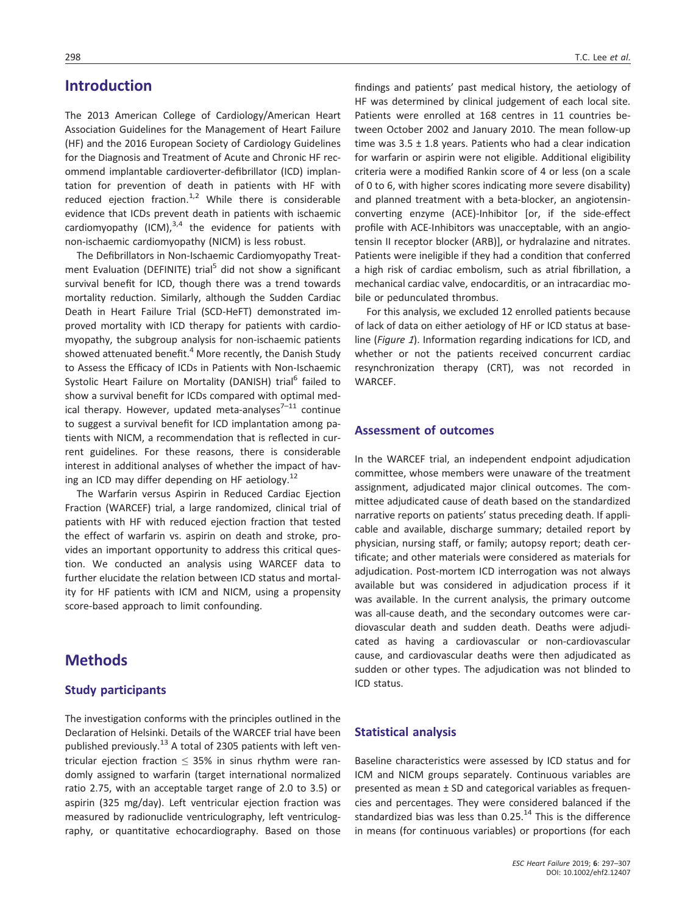## Introduction

The 2013 American College of Cardiology/American Heart Association Guidelines for the Management of Heart Failure (HF) and the 2016 European Society of Cardiology Guidelines for the Diagnosis and Treatment of Acute and Chronic HF recommend implantable cardioverter-defibrillator (ICD) implantation for prevention of death in patients with HF with reduced ejection fraction.[1,2] While there is considerable evidence that ICDs prevent death in patients with ischaemic cardiomyopathy (ICM),[3,4] the evidence for patients with non-ischaemic cardiomyopathy (NICM) is less robust.

The Defibrillators in Non-Ischaemic Cardiomyopathy Treatment Evaluation (DEFINITE) trial[5] did not show a significant survival benefit for ICD, though there was a trend towards mortality reduction. Similarly, although the Sudden Cardiac Death in Heart Failure Trial (SCD-HeFT) demonstrated improved mortality with ICD therapy for patients with cardiomyopathy, the subgroup analysis for non-ischaemic patients showed attenuated benefit.[4] More recently, the Danish Study to Assess the Efficacy of ICDs in Patients with Non-Ischaemic Systolic Heart Failure on Mortality (DANISH) trial[6] failed to show a survival benefit for ICDs compared with optimal medical therapy. However, updated meta-analyses[7–11] continue to suggest a survival benefit for ICD implantation among patients with NICM, a recommendation that is reflected in current guidelines. For these reasons, there is considerable interest in additional analyses of whether the impact of having an ICD may differ depending on HF aetiology.[12]

The Warfarin versus Aspirin in Reduced Cardiac Ejection Fraction (WARCEF) trial, a large randomized, clinical trial of patients with HF with reduced ejection fraction that tested the effect of warfarin vs. aspirin on death and stroke, provides an important opportunity to address this critical question. We conducted an analysis using WARCEF data to further elucidate the relation between ICD status and mortality for HF patients with ICM and NICM, using a propensity score-based approach to limit confounding.

## Methods

### Study participants

The investigation conforms with the principles outlined in the Declaration of Helsinki. Details of the WARCEF trial have been published previously.[13] A total of 2305 patients with left ventricular ejection fraction $\leq$ 35% in sinus rhythm were randomly assigned to warfarin (target international normalized ratio 2.75, with an acceptable target range of 2.0 to 3.5) or aspirin (325 mg/day). Left ventricular ejection fraction was measured by radionuclide ventriculography, left ventriculography, or quantitative echocardiography. Based on those findings and patients' past medical history, the aetiology of HF was determined by clinical judgement of each local site. Patients were enrolled at 168 centres in 11 countries between October 2002 and January 2010. The mean follow-up time was 3.5 ± 1.8 years. Patients who had a clear indication for warfarin or aspirin were not eligible. Additional eligibility criteria were a modified Rankin score of 4 or less (on a scale of 0 to 6, with higher scores indicating more severe disability) and planned treatment with a beta-blocker, an angiotensin-converting enzyme (ACE)-Inhibitor [or, if the side-effect profile with ACE-Inhibitors was unacceptable, with an angiotensin II receptor blocker (ARB)], or hydralazine and nitrates. Patients were ineligible if they had a condition that conferred a high risk of cardiac embolism, such as atrial fibrillation, a mechanical cardiac valve, endocarditis, or an intracardiac mobile or pedunculated thrombus.

For this analysis, we excluded 12 enrolled patients because of lack of data on either aetiology of HF or ICD status at baseline (*Figure 1*). Information regarding indications for ICD, and whether or not the patients received concurrent cardiac resynchronization therapy (CRT), was not recorded in WARCEF.

### Assessment of outcomes

In the WARCEF trial, an independent endpoint adjudication committee, whose members were unaware of the treatment assignment, adjudicated major clinical outcomes. The committee adjudicated cause of death based on the standardized narrative reports on patients' status preceding death. If applicable and available, discharge summary; detailed report by physician, nursing staff, or family; autopsy report; death certificate; and other materials were considered as materials for adjudication. Post-mortem ICD interrogation was not always available but was considered in adjudication process if it was available. In the current analysis, the primary outcome was all-cause death, and the secondary outcomes were cardiovascular death and sudden death. Deaths were adjudicated as having a cardiovascular or non-cardiovascular cause, and cardiovascular deaths were then adjudicated as sudden or other types. The adjudication was not blinded to ICD status.

### Statistical analysis

Baseline characteristics were assessed by ICD status and for ICM and NICM groups separately. Continuous variables are presented as mean ± SD and categorical variables as frequencies and percentages. They were considered balanced if the standardized bias was less than 0.25.[14] This is the difference in means (for continuous variables) or proportions (for each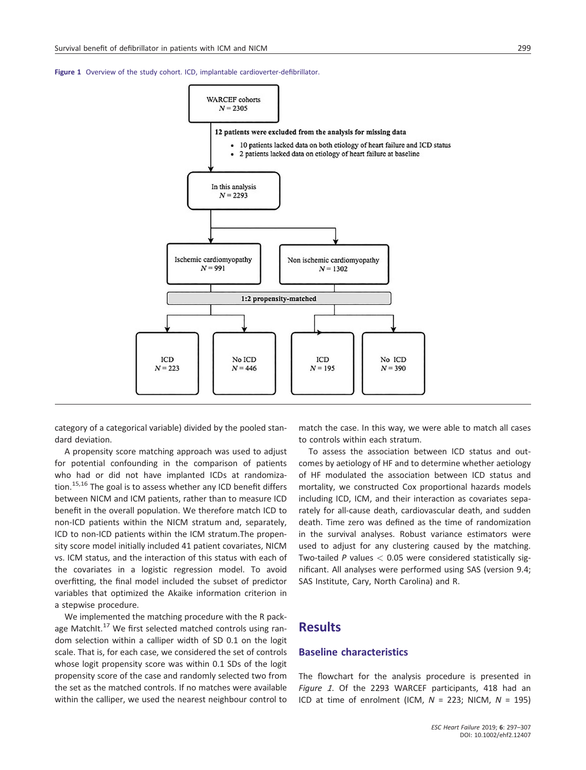**Figure 1** Overview of the study cohort. ICD, implantable cardioverter-defibrillator.

WARCEF cohorts
$N = 2305$

**12 patients were excluded from the analysis for missing data**

- 10 patients lacked data on both etiology of heart failure and ICD status
- 2 patients lacked data on etiology of heart failure at baseline

In this analysis
$N = 2293$

Ischemic cardiomyopathy
$N = 991$

Non ischemic cardiomyopathy
$N = 1302$

**1:2 propensity-matched**

ICD
$N = 223$

No ICD
$N = 446$

ICD
$N = 195$

No ICD
$N = 390$

category of a categorical variable) divided by the pooled standard deviation.

A propensity score matching approach was used to adjust for potential confounding in the comparison of patients who had or did not have implanted ICDs at randomization.[15,16] The goal is to assess whether any ICD benefit differs between NICM and ICM patients, rather than to measure ICD benefit in the overall population. We therefore match ICD to non-ICD patients within the NICM stratum and, separately, ICD to non-ICD patients within the ICM stratum.The propensity score model initially included 41 patient covariates, NICM vs. ICM status, and the interaction of this status with each of the covariates in a logistic regression model. To avoid overfitting, the final model included the subset of predictor variables that optimized the Akaike information criterion in a stepwise procedure.

We implemented the matching procedure with the R package MatchIt.[17] We first selected matched controls using random selection within a calliper width of SD 0.1 on the logit scale. That is, for each case, we considered the set of controls whose logit propensity score was within 0.1 SDs of the logit propensity score of the case and randomly selected two from the set as the matched controls. If no matches were available within the calliper, we used the nearest neighbour control to match the case. In this way, we were able to match all cases to controls within each stratum.

To assess the association between ICD status and outcomes by aetiology of HF and to determine whether aetiology of HF modulated the association between ICD status and mortality, we constructed Cox proportional hazards models including ICD, ICM, and their interaction as covariates separately for all-cause death, cardiovascular death, and sudden death. Time zero was defined as the time of randomization in the survival analyses. Robust variance estimators were used to adjust for any clustering caused by the matching. Two-tailed $P$ values $< 0.05$ were considered statistically significant. All analyses were performed using SAS (version 9.4; SAS Institute, Cary, North Carolina) and R.

## Results

### Baseline characteristics

The flowchart for the analysis procedure is presented in *Figure 1*. Of the 2293 WARCEF participants, 418 had an ICD at time of enrolment (ICM, $N = 223$; NICM, $N = 195$)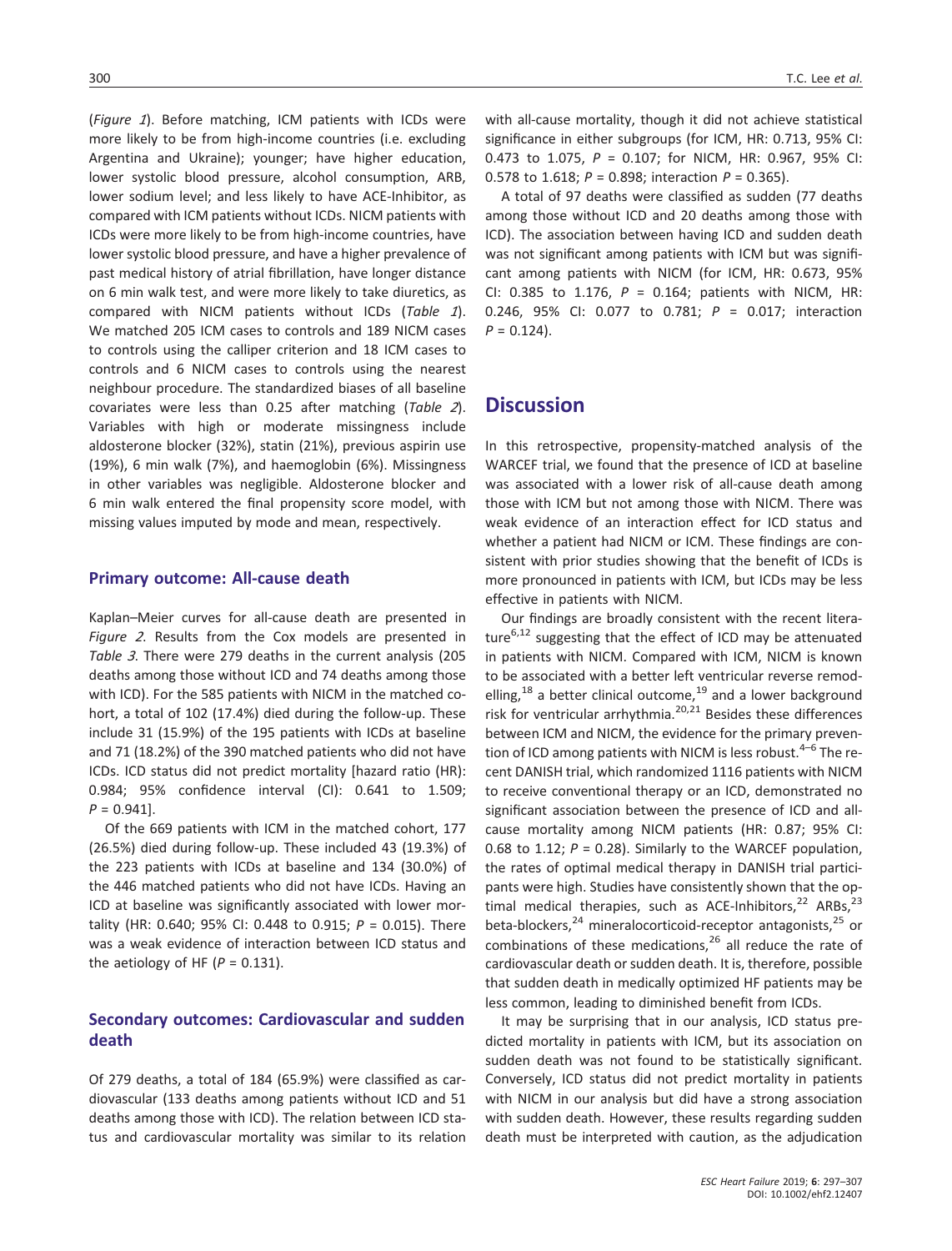(*Figure 1*). Before matching, ICM patients with ICDs were more likely to be from high-income countries (i.e. excluding Argentina and Ukraine); younger; have higher education, lower systolic blood pressure, alcohol consumption, ARB, lower sodium level; and less likely to have ACE-Inhibitor, as compared with ICM patients without ICDs. NICM patients with ICDs were more likely to be from high-income countries, have lower systolic blood pressure, and have a higher prevalence of past medical history of atrial fibrillation, have longer distance on 6 min walk test, and were more likely to take diuretics, as compared with NICM patients without ICDs (*Table 1*). We matched 205 ICM cases to controls and 189 NICM cases to controls using the calliper criterion and 18 ICM cases to controls and 6 NICM cases to controls using the nearest neighbour procedure. The standardized biases of all baseline covariates were less than 0.25 after matching (*Table 2*). Variables with high or moderate missingness include aldosterone blocker (32%), statin (21%), previous aspirin use (19%), 6 min walk (7%), and haemoglobin (6%). Missingness in other variables was negligible. Aldosterone blocker and 6 min walk entered the final propensity score model, with missing values imputed by mode and mean, respectively.

### Primary outcome: All-cause death

Kaplan–Meier curves for all-cause death are presented in *Figure 2*. Results from the Cox models are presented in *Table 3*. There were 279 deaths in the current analysis (205 deaths among those without ICD and 74 deaths among those with ICD). For the 585 patients with NICM in the matched cohort, a total of 102 (17.4%) died during the follow-up. These include 31 (15.9%) of the 195 patients with ICDs at baseline and 71 (18.2%) of the 390 matched patients who did not have ICDs. ICD status did not predict mortality [hazard ratio (HR): 0.984; 95% confidence interval (CI): 0.641 to 1.509; $P = 0.941$].

Of the 669 patients with ICM in the matched cohort, 177 (26.5%) died during follow-up. These included 43 (19.3%) of the 223 patients with ICDs at baseline and 134 (30.0%) of the 446 matched patients who did not have ICDs. Having an ICD at baseline was significantly associated with lower mortality (HR: 0.640; 95% CI: 0.448 to 0.915; $P = 0.015$). There was a weak evidence of interaction between ICD status and the aetiology of HF ($P = 0.131$).

### Secondary outcomes: Cardiovascular and sudden death

Of 279 deaths, a total of 184 (65.9%) were classified as cardiovascular (133 deaths among patients without ICD and 51 deaths among those with ICD). The relation between ICD status and cardiovascular mortality was similar to its relation with all-cause mortality, though it did not achieve statistical significance in either subgroups (for ICM, HR: 0.713, 95% CI: 0.473 to 1.075, $P = 0.107$; for NICM, HR: 0.967, 95% CI: 0.578 to 1.618; $P = 0.898$; interaction $P = 0.365$).

A total of 97 deaths were classified as sudden (77 deaths among those without ICD and 20 deaths among those with ICD). The association between having ICD and sudden death was not significant among patients with ICM but was significant among patients with NICM (for ICM, HR: 0.673, 95% CI: 0.385 to 1.176, $P = 0.164$; patients with NICM, HR: 0.246, 95% CI: 0.077 to 0.781; $P = 0.017$; interaction $P = 0.124$).

## Discussion

In this retrospective, propensity-matched analysis of the WARCEF trial, we found that the presence of ICD at baseline was associated with a lower risk of all-cause death among those with ICM but not among those with NICM. There was weak evidence of an interaction effect for ICD status and whether a patient had NICM or ICM. These findings are consistent with prior studies showing that the benefit of ICDs is more pronounced in patients with ICM, but ICDs may be less effective in patients with NICM.

Our findings are broadly consistent with the recent literature[6,12] suggesting that the effect of ICD may be attenuated in patients with NICM. Compared with ICM, NICM is known to be associated with a better left ventricular reverse remodelling,[18] a better clinical outcome,[19] and a lower background risk for ventricular arrhythmia.[20,21] Besides these differences between ICM and NICM, the evidence for the primary prevention of ICD among patients with NICM is less robust.[4–6] The recent DANISH trial, which randomized 1116 patients with NICM to receive conventional therapy or an ICD, demonstrated no significant association between the presence of ICD and all-cause mortality among NICM patients (HR: 0.87; 95% CI: 0.68 to 1.12; $P = 0.28$). Similarly to the WARCEF population, the rates of optimal medical therapy in DANISH trial participants were high. Studies have consistently shown that the optimal medical therapies, such as ACE-Inhibitors,[22] ARBs,[23] beta-blockers,[24] mineralocorticoid-receptor antagonists,[25] or combinations of these medications,[26] all reduce the rate of cardiovascular death or sudden death. It is, therefore, possible that sudden death in medically optimized HF patients may be less common, leading to diminished benefit from ICDs.

It may be surprising that in our analysis, ICD status predicted mortality in patients with ICM, but its association on sudden death was not found to be statistically significant. Conversely, ICD status did not predict mortality in patients with NICM in our analysis but did have a strong association with sudden death. However, these results regarding sudden death must be interpreted with caution, as the adjudication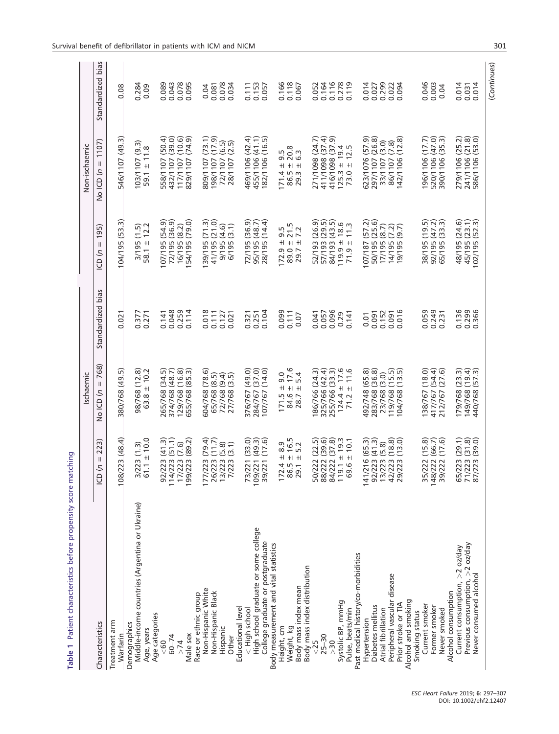**Table 1** Patient characteristics before propensity score matching

| Characteristics | Ischaemic | | | Non-ischaemic | | |
|---|---|---|---|---|---|---|
| | ICD (n = 223) | No ICD (n = 768) | Standardized bias | ICD (n = 195) | No ICD (n = 1107) | Standardized bias |
| Treatment arm | | | | | | |
| Warfarin | 108/223 (48.4) | 380/768 (49.5) | 0.021 | 104/195 (53.3) | 546/1107 (49.3) | 0.08 |
| Demographics | | | | | | |
| Middle-income countries (Argentina or Ukraine) | 3/223 (1.3) | 98/768 (12.8) | 0.377 | 3/195 (1.5) | 103/1107 (9.3) | 0.284 |
| Age, years | 61.1 ± 10.0 | 63.8 ± 10.2 | 0.271 | 58.1 ± 12.2 | 59.1 ± 11.8 | 0.09 |
| Age categories | | | | | | |
| <60 | 92/223 (41.3) | 265/768 (34.5) | 0.141 | 107/195 (54.9) | 558/1107 (50.4) | 0.089 |
| 60–74 | 114/223 (51.1) | 374/768 (48.7) | 0.048 | 72/195 (36.9) | 432/1107 (39.0) | 0.043 |
| >74 | 17/223 (7.6) | 129/768 (16.8) | 0.259 | 16/195 (8.2) | 117/1107 (10.6) | 0.078 |
| Male sex | 199/223 (89.2) | 655/768 (85.3) | 0.114 | 154/195 (79.0) | 829/1107 (74.9) | 0.095 |
| Race or ethnic group | | | | | | |
| Non-Hispanic White | 177/223 (79.4) | 604/768 (78.6) | 0.018 | 139/195 (71.3) | 809/1107 (73.1) | 0.04 |
| Non-Hispanic Black | 26/223 (11.7) | 65/768 (8.5) | 0.111 | 41/195 (21.0) | 198/1107 (17.9) | 0.081 |
| Hispanic | 13/223 (5.8) | 72/768 (9.4) | 0.127 | 9/195 (4.6) | 72/1107 (6.5) | 0.078 |
| Other | 7/223 (3.1) | 27/768 (3.5) | 0.021 | 6/195 (3.1) | 28/1107 (2.5) | 0.034 |
| Educational level | | | | | | |
| < High school | 73/221 (33.0) | 376/767 (49.0) | 0.321 | 72/195 (36.9) | 469/1106 (42.4) | 0.111 |
| High school graduate or some college | 109/221 (49.3) | 284/767 (37.0) | 0.251 | 95/195 (48.7) | 455/1106 (41.1) | 0.153 |
| College graduate or postgraduate | 39/221 (17.6) | 107/767 (14.0) | 0.104 | 28/195 (14.4) | 182/1106 (16.5) | 0.057 |
| Body measurement and vital statistics | | | | | | |
| Height, cm | 172.4 ± 8.9 | 171.5 ± 9.0 | 0.099 | 172.9 ± 9.5 | 171.4 ± 9.5 | 0.166 |
| Weight, kg | 86.5 ± 16.5 | 84.6 ± 17.6 | 0.111 | 89.0 ± 21.5 | 86.5 ± 20.8 | 0.118 |
| Body mass index mean | 29.1 ± 5.2 | 28.7 ± 5.4 | 0.07 | 29.7 ± 7.2 | 29.3 ± 6.3 | 0.067 |
| Body mass index distribution | | | | | | |
| <25 | 50/222 (22.5) | 186/766 (24.3) | 0.041 | 52/193 (26.9) | 271/1098 (24.7) | 0.052 |
| 25–30 | 88/222 (39.6) | 325/766 (42.4) | 0.057 | 57/193 (29.5) | 411/1098 (37.4) | 0.164 |
| >30 | 84/222 (37.8) | 255/766 (33.3) | 0.096 | 84/193 (43.5) | 416/1098 (37.9) | 0.116 |
| Systolic BP, mmHg | 119.1 ± 19.3 | 124.4 ± 17.6 | 0.29 | 119.9 ± 18.6 | 125.3 ± 19.4 | 0.278 |
| Pulse, beats/min | 69.6 ± 10.1 | 71.2 ± 11.6 | 0.141 | 71.9 ± 11.3 | 73.0 ± 12.5 | 0.119 |
| Past medical history/co-morbidities | | | | | | |
| Hypertension | 141/216 (65.3) | 492/748 (65.8) | 0.01 | 107/187 (57.2) | 623/1076 (57.9) | 0.014 |
| Diabetes mellitus | 92/223 (41.3) | 283/768 (36.8) | 0.091 | 50/195 (25.6) | 297/1107 (26.8) | 0.027 |
| Atrial fibrillation | 13/223 (5.8) | 23/768 (3.0) | 0.152 | 17/195 (8.7) | 33/1107 (3.0) | 0.299 |
| Peripheral vascular disease | 42/223 (18.8) | 119/768 (15.5) | 0.091 | 14/195 (7.2) | 86/1107 (7.8) | 0.022 |
| Prior stroke or TIA | 29/223 (13.0) | 104/768 (13.5) | 0.016 | 19/195 (9.7) | 142/1106 (12.8) | 0.094 |
| Alcohol and smoking | | | | | | |
| Smoking status | | | | | | |
| Current smoker | 35/222 (15.8) | 138/767 (18.0) | 0.059 | 38/195 (19.5) | 196/1106 (17.7) | 0.046 |
| Former smoker | 148/222 (66.7) | 417/767 (54.4) | 0.249 | 92/195 (47.2) | 520/1106 (47.0) | 0.003 |
| Never smoked | 39/222 (17.6) | 212/767 (27.6) | 0.231 | 65/195 (33.3) | 390/1106 (35.3) | 0.04 |
| Alcohol consumption | | | | | | |
| Current consumption, >2 oz/day | 65/223 (29.1) | 179/768 (23.3) | 0.136 | 48/195 (24.6) | 279/1106 (25.2) | 0.014 |
| Previous consumption, >2 oz/day | 71/223 (31.8) | 149/768 (19.4) | 0.299 | 45/195 (23.1) | 241/1106 (21.8) | 0.031 |
| Never consumed alcohol | 87/223 (39.0) | 440/768 (57.3) | 0.366 | 102/195 (52.3) | 586/1106 (53.0) | 0.014 |

(Continues)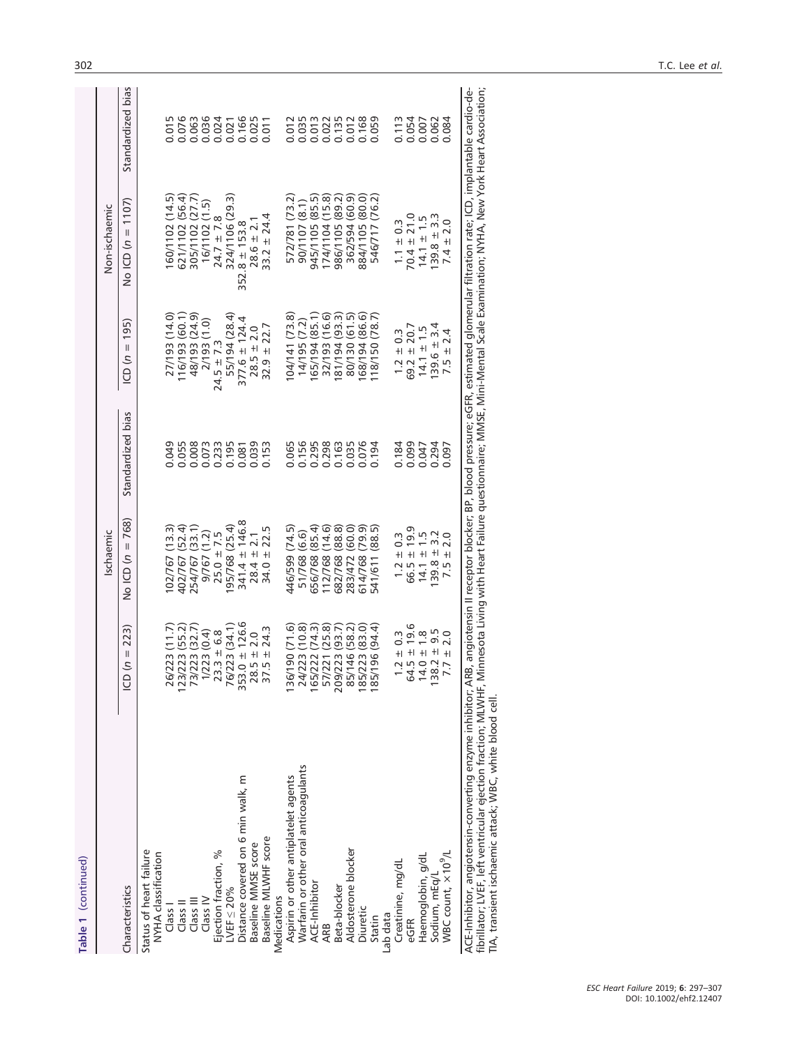**Table 1** (continued)

| Characteristics | Ischaemic | | | Non-ischaemic | | |
|---|---|---|---|---|---|---|
| | ICD (n = 223) | No ICD (n = 768) | Standardized bias | ICD (n = 195) | No ICD (n = 1107) | Standardized bias |
| Status of heart failure | | | | | | |
| NYHA classification | | | | | | |
| Class I | 26/223 (11.7) | 102/767 (13.3) | 0.049 | 27/193 (14.0) | 160/1102 (14.5) | 0.015 |
| Class II | 123/223 (55.2) | 402/767 (52.4) | 0.055 | 116/193 (60.1) | 621/1102 (56.4) | 0.076 |
| Class III | 73/223 (32.7) | 254/767 (33.1) | 0.008 | 48/193 (24.9) | 305/1102 (27.7) | 0.063 |
| Class IV | 1/223 (0.4) | 9/767 (1.2) | 0.073 | 2/193 (1.0) | 16/1102 (1.5) | 0.036 |
| Ejection fraction, % | 23.3 ± 6.8 | 25.0 ± 7.5 | 0.233 | 24.5 ± 7.3 | 24.7 ± 7.8 | 0.024 |
| LVEF ≤ 20% | 76/223 (34.1) | 195/768 (25.4) | 0.195 | 55/194 (28.4) | 324/1106 (29.3) | 0.021 |
| Distance covered on 6 min walk, m | 353.0 ± 126.6 | 341.4 ± 146.8 | 0.081 | 377.6 ± 124.4 | 352.8 ± 153.8 | 0.166 |
| Baseline MMSE score | 28.5 ± 2.0 | 28.4 ± 2.1 | 0.039 | 28.5 ± 2.0 | 28.6 ± 2.1 | 0.025 |
| Baseline MLWHF score | 37.5 ± 24.3 | 34.0 ± 22.5 | 0.153 | 32.9 ± 22.7 | 33.2 ± 24.4 | 0.011 |
| Medications | | | | | | |
| Aspirin or other antiplatelet agents | 136/190 (71.6) | 446/599 (74.5) | 0.065 | 104/141 (73.8) | 572/781 (73.2) | 0.012 |
| Warfarin or other oral anticoagulants | 24/223 (10.8) | 51/768 (6.6) | 0.156 | 14/195 (7.2) | 90/1107 (8.1) | 0.035 |
| ACE-Inhibitor | 165/222 (74.3) | 656/768 (85.4) | 0.295 | 165/194 (85.1) | 945/1105 (85.5) | 0.013 |
| ARB | 57/221 (25.8) | 112/768 (14.6) | 0.298 | 32/193 (16.6) | 174/1104 (15.8) | 0.022 |
| Beta-blocker | 209/223 (93.7) | 682/768 (88.8) | 0.163 | 181/194 (93.3) | 986/1105 (89.2) | 0.135 |
| Aldosterone blocker | 85/146 (58.2) | 283/472 (60.0) | 0.035 | 80/130 (61.5) | 362/594 (60.9) | 0.012 |
| Diuretic | 185/223 (83.0) | 614/768 (79.9) | 0.076 | 168/194 (86.6) | 884/1105 (80.0) | 0.168 |
| Statin | 185/196 (94.4) | 541/611 (88.5) | 0.194 | 118/150 (78.7) | 546/717 (76.2) | 0.059 |
| Lab data | | | | | | |
| Creatinine, mg/dL | 1.2 ± 0.3 | 1.2 ± 0.3 | 0.184 | 1.2 ± 0.3 | 1.1 ± 0.3 | 0.113 |
| eGFR | 64.5 ± 19.6 | 66.5 ± 19.9 | 0.099 | 69.2 ± 20.7 | 70.4 ± 21.0 | 0.054 |
| Haemoglobin, g/dL | 14.0 ± 1.8 | 14.1 ± 1.5 | 0.047 | 14.1 ± 1.5 | 14.1 ± 1.5 | 0.007 |
| Sodium, mEq/L | 138.2 ± 9.5 | 139.8 ± 3.2 | 0.294 | 139.6 ± 3.4 | 139.8 ± 3.3 | 0.062 |
| WBC count, $\times 10^9$/L | 7.7 ± 2.0 | 7.5 ± 2.0 | 0.097 | 7.5 ± 2.4 | 7.4 ± 2.0 | 0.084 |

ACE-Inhibitor, angiotensin-converting enzyme inhibitor; ARB, angiotensin II receptor blocker; BP, blood pressure; eGFR, estimated glomerular filtration rate; ICD, implantable cardio-defibrillator; LVEF, left ventricular ejection fraction; MLWHF, Minnesota Living with Heart Failure questionnaire; MMSE, Mini-Mental Scale Examination; NYHA, New York Heart Association; TIA, transient ischaemic attack; WBC, white blood cell.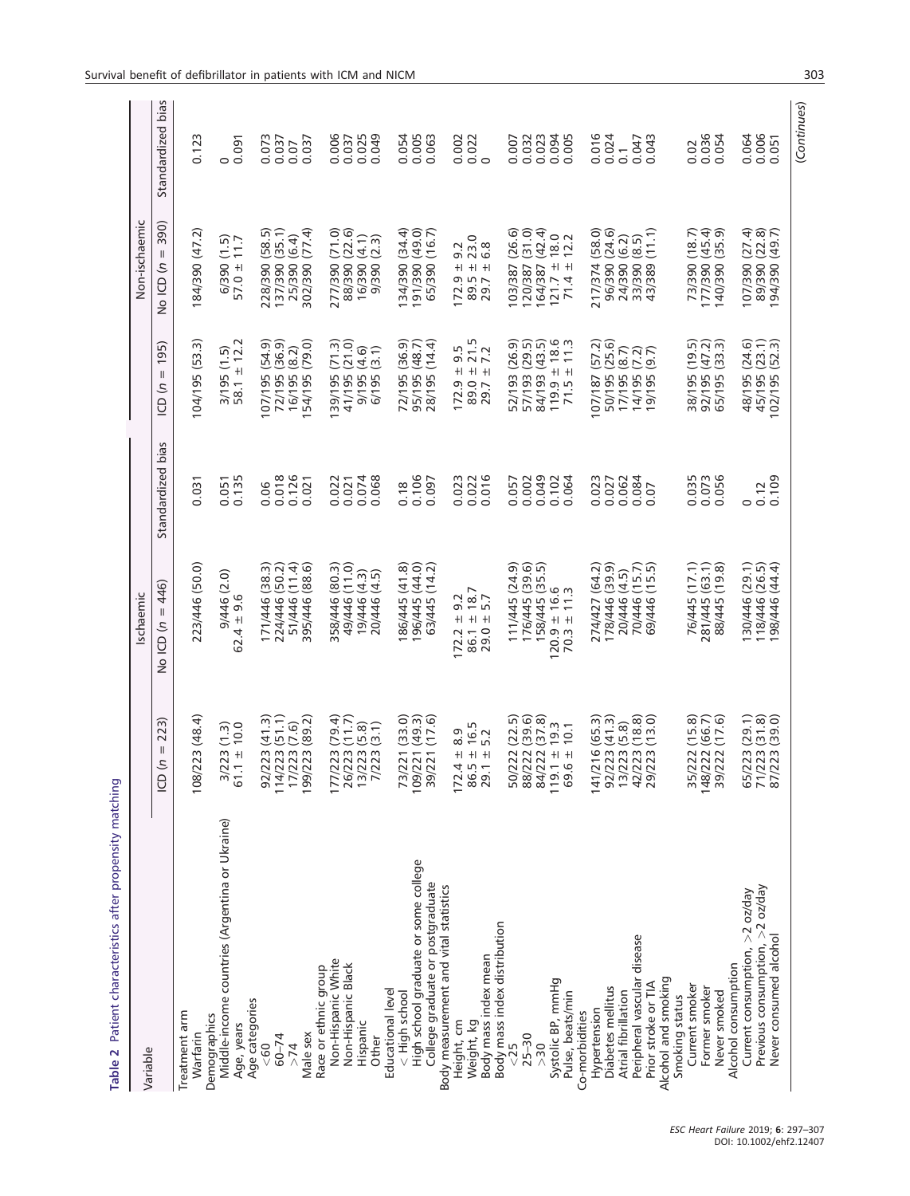**Table 2** Patient characteristics after propensity matching

| Variable | Ischaemic | | | Non-ischaemic | | |
|---|---|---|---|---|---|---|
| | ICD (n = 223) | No ICD (n = 446) | Standardized bias | ICD (n = 195) | No ICD (n = 390) | Standardized bias |
| Treatment arm | | | | | | |
| Warfarin | 108/223 (48.4) | 223/446 (50.0) | 0.031 | 104/195 (53.3) | 184/390 (47.2) | 0.123 |
| Demographics | | | | | | |
| Middle-income countries (Argentina or Ukraine) | 3/223 (1.3) | 9/446 (2.0) | 0.051 | 3/195 (1.5) | 6/390 (1.5) | 0 |
| Age, years | 61.1 ± 10.0 | 62.4 ± 9.6 | 0.135 | 58.1 ± 12.2 | 57.0 ± 11.7 | 0.091 |
| Age categories | | | | | | |
| <60 | 92/223 (41.3) | 171/446 (38.3) | 0.06 | 107/195 (54.9) | 228/390 (58.5) | 0.073 |
| 60–74 | 114/223 (51.1) | 224/446 (50.2) | 0.018 | 72/195 (36.9) | 137/390 (35.1) | 0.037 |
| >74 | 17/223 (7.6) | 51/446 (11.4) | 0.126 | 16/195 (8.2) | 25/390 (6.4) | 0.07 |
| Male sex | 199/223 (89.2) | 395/446 (88.6) | 0.021 | 154/195 (79.0) | 302/390 (77.4) | 0.037 |
| Race or ethnic group | | | | | | |
| Non-Hispanic White | 177/223 (79.4) | 358/446 (80.3) | 0.022 | 139/195 (71.3) | 277/390 (71.0) | 0.006 |
| Non-Hispanic Black | 26/223 (11.7) | 49/446 (11.0) | 0.021 | 41/195 (21.0) | 88/390 (22.6) | 0.037 |
| Hispanic | 13/223 (5.8) | 19/446 (4.3) | 0.074 | 9/195 (4.6) | 16/390 (4.1) | 0.025 |
| Other | 7/223 (3.1) | 20/446 (4.5) | 0.068 | 6/195 (3.1) | 9/390 (2.3) | 0.049 |
| Educational level | | | | | | |
| < High school | 73/221 (33.0) | 186/445 (41.8) | 0.18 | 72/195 (36.9) | 134/390 (34.4) | 0.054 |
| High school graduate or some college | 109/221 (49.3) | 196/445 (44.0) | 0.106 | 95/195 (48.7) | 191/390 (49.0) | 0.005 |
| College graduate or postgraduate | 39/221 (17.6) | 63/445 (14.2) | 0.097 | 28/195 (14.4) | 65/390 (16.7) | 0.063 |
| Body measurement and vital statistics | | | | | | |
| Height, cm | 172.4 ± 8.9 | 172.2 ± 9.2 | 0.023 | 172.9 ± 9.5 | 172.9 ± 9.2 | 0.002 |
| Weight, kg | 86.5 ± 16.5 | 86.1 ± 18.7 | 0.022 | 89.0 ± 21.5 | 89.5 ± 23.0 | 0.022 |
| Body mass index mean | 29.1 ± 5.2 | 29.0 ± 5.7 | 0.016 | 29.7 ± 7.2 | 29.7 ± 6.8 | 0 |
| Body mass index distribution | | | | | | |
| <25 | 50/222 (22.5) | 111/445 (24.9) | 0.057 | 52/193 (26.9) | 103/387 (26.6) | 0.007 |
| 25–30 | 88/222 (39.6) | 176/445 (39.6) | 0.002 | 57/193 (29.5) | 120/387 (31.0) | 0.032 |
| >30 | 84/222 (37.8) | 158/445 (35.5) | 0.049 | 84/193 (43.5) | 164/387 (42.4) | 0.023 |
| Systolic BP, mmHg | 119.1 ± 19.3 | 120.9 ± 16.6 | 0.102 | 119.9 ± 18.6 | 121.7 ± 18.0 | 0.094 |
| Pulse, beats/min | 69.6 ± 10.1 | 70.3 ± 11.3 | 0.064 | 71.5 ± 11.3 | 71.4 ± 12.2 | 0.005 |
| Co-morbidities | | | | | | |
| Hypertension | 141/216 (65.3) | 274/427 (64.2) | 0.023 | 107/187 (57.2) | 217/374 (58.0) | 0.016 |
| Diabetes mellitus | 92/223 (41.3) | 178/446 (39.9) | 0.027 | 50/195 (25.6) | 96/390 (24.6) | 0.024 |
| Atrial fibrillation | 13/223 (5.8) | 20/446 (4.5) | 0.062 | 17/195 (8.7) | 24/390 (6.2) | 0.1 |
| Peripheral vascular disease | 42/223 (18.8) | 70/446 (15.7) | 0.084 | 14/195 (7.2) | 33/390 (8.5) | 0.047 |
| Prior stroke or TIA | 29/223 (13.0) | 69/446 (15.5) | 0.07 | 19/195 (9.7) | 43/389 (11.1) | 0.043 |
| Alcohol and smoking | | | | | | |
| Smoking status | | | | | | |
| Current smoker | 35/222 (15.8) | 76/445 (17.1) | 0.035 | 38/195 (19.5) | 73/390 (18.7) | 0.02 |
| Former smoker | 148/222 (66.7) | 281/445 (63.1) | 0.073 | 92/195 (47.2) | 177/390 (45.4) | 0.036 |
| Never smoked | 39/222 (17.6) | 88/445 (19.8) | 0.056 | 65/195 (33.3) | 140/390 (35.9) | 0.054 |
| Alcohol consumption | | | | | | |
| Current consumption, >2 oz/day | 65/223 (29.1) | 130/446 (29.1) | 0 | 48/195 (24.6) | 107/390 (27.4) | 0.064 |
| Previous consumption, >2 oz/day | 71/223 (31.8) | 118/446 (26.5) | 0.12 | 45/195 (23.1) | 89/390 (22.8) | 0.006 |
| Never consumed alcohol | 87/223 (39.0) | 198/446 (44.4) | 0.109 | 102/195 (52.3) | 194/390 (49.7) | 0.051 |

(Continues)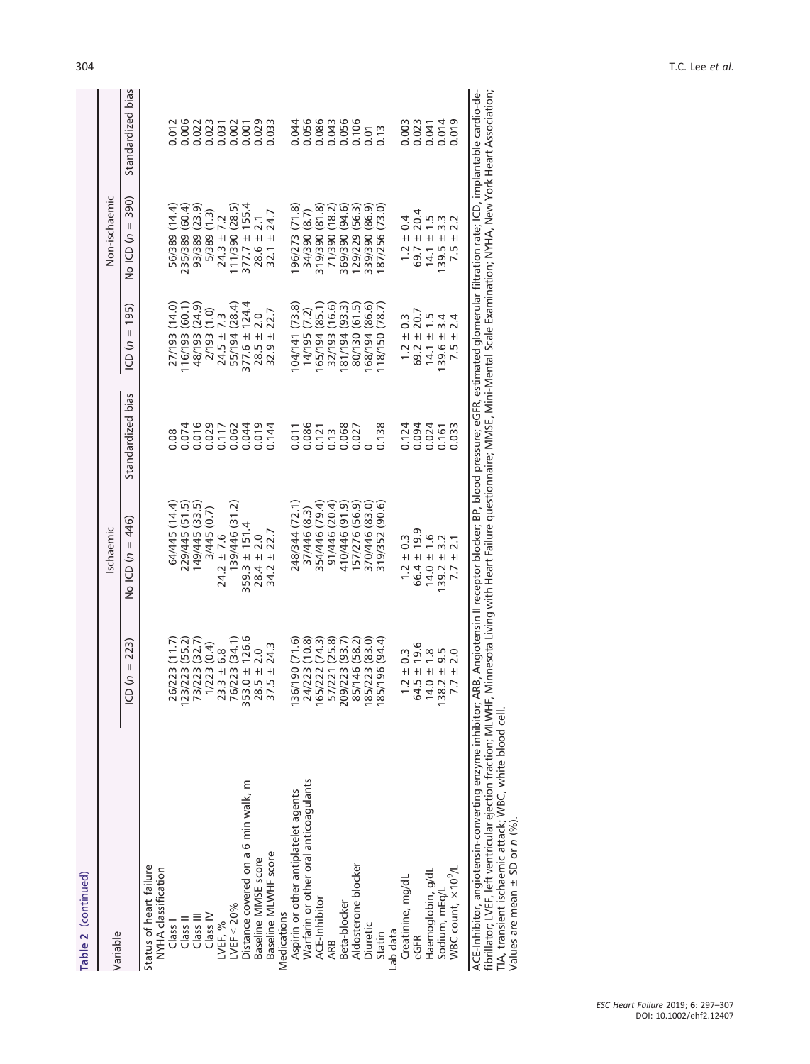**Table 2** (continued)

| Variable | Ischaemic | | | Non-ischaemic | | |
|---|---|---|---|---|---|---|
| | ICD ($n$ = 223) | No ICD ($n$ = 446) | Standardized bias | ICD ($n$ = 195) | No ICD ($n$ = 390) | Standardized bias |
| Status of heart failure | | | | | | |
| NYHA classification | | | | | | |
| Class I | 26/223 (11.7) | 64/445 (14.4) | 0.08 | 27/193 (14.0) | 56/389 (14.4) | 0.012 |
| Class II | 123/223 (55.2) | 229/445 (51.5) | 0.074 | 116/193 (60.1) | 235/389 (60.4) | 0.006 |
| Class III | 73/223 (32.7) | 149/445 (33.5) | 0.016 | 48/193 (24.9) | 93/389 (23.9) | 0.022 |
| Class IV | 1/223 (0.4) | 3/445 (0.7) | 0.029 | 2/193 (1.0) | 5/389 (1.3) | 0.023 |
| LVEF, % | 23.3 ± 6.8 | 24.2 ± 7.6 | 0.117 | 24.5 ± 7.3 | 24.3 ± 7.2 | 0.031 |
| LVEF ≤ 20% | 76/223 (34.1) | 139/446 (31.2) | 0.062 | 55/194 (28.4) | 111/390 (28.5) | 0.002 |
| Distance covered on a 6 min walk, m | 353.0 ± 126.6 | 359.3 ± 151.4 | 0.044 | 377.6 ± 124.4 | 377.7 ± 155.4 | 0.001 |
| Baseline MMSE score | 28.5 ± 2.0 | 28.4 ± 2.0 | 0.019 | 28.5 ± 2.0 | 28.6 ± 2.1 | 0.029 |
| Baseline MLWHF score | 37.5 ± 24.3 | 34.2 ± 22.7 | 0.144 | 32.9 ± 22.7 | 32.1 ± 24.7 | 0.033 |
| Medications | | | | | | |
| Aspirin or other antiplatelet agents | 136/190 (71.6) | 248/344 (72.1) | 0.011 | 104/141 (73.8) | 196/273 (71.8) | 0.044 |
| Warfarin or other oral anticoagulants | 24/223 (10.8) | 37/446 (8.3) | 0.086 | 14/195 (7.2) | 34/390 (8.7) | 0.056 |
| ACE-Inhibitor | 165/222 (74.3) | 354/446 (79.4) | 0.121 | 165/194 (85.1) | 319/390 (81.8) | 0.086 |
| ARB | 57/221 (25.8) | 91/446 (20.4) | 0.13 | 32/193 (16.6) | 71/390 (18.2) | 0.043 |
| Beta-blocker | 209/223 (93.7) | 410/446 (91.9) | 0.068 | 181/194 (93.3) | 369/390 (94.6) | 0.056 |
| Aldosterone blocker | 85/146 (58.2) | 157/276 (56.9) | 0.027 | 80/130 (61.5) | 129/229 (56.3) | 0.106 |
| Diuretic | 185/223 (83.0) | 370/446 (83.0) | 0 | 168/194 (86.6) | 339/390 (86.9) | 0.01 |
| Statin | 185/196 (94.4) | 319/352 (90.6) | 0.138 | 118/150 (78.7) | 187/256 (73.0) | 0.13 |
| Lab data | | | | | | |
| Creatinine, mg/dL | 1.2 ± 0.3 | 1.2 ± 0.3 | 0.124 | 1.2 ± 0.3 | 1.2 ± 0.4 | 0.003 |
| eGFR | 64.5 ± 19.6 | 66.4 ± 19.9 | 0.094 | 69.2 ± 20.7 | 69.7 ± 20.4 | 0.023 |
| Haemoglobin, g/dL | 14.0 ± 1.8 | 14.0 ± 1.6 | 0.024 | 14.1 ± 1.5 | 14.1 ± 1.5 | 0.041 |
| Sodium, mEq/L | 138.2 ± 9.5 | 139.2 ± 3.2 | 0.161 | 139.6 ± 3.4 | 139.5 ± 3.3 | 0.014 |
| WBC count, $\times 10^9$/L | 7.7 ± 2.0 | 7.7 ± 2.1 | 0.033 | 7.5 ± 2.4 | 7.5 ± 2.2 | 0.019 |

ACE-Inhibitor, angiotensin-converting enzyme inhibitor; ARB, Angiotensin II receptor blocker; BP, blood pressure; eGFR, estimated glomerular filtration rate; ICD, implantable cardio-defibrillator; LVEF, left ventricular ejection fraction; MLWHF, Minnesota Living with Heart Failure questionnaire; MMSE, Mini-Mental Scale Examination; NYHA, New York Heart Association; TIA, transient ischaemic attack; WBC, white blood cell.
Values are mean ± SD or $n$ (%).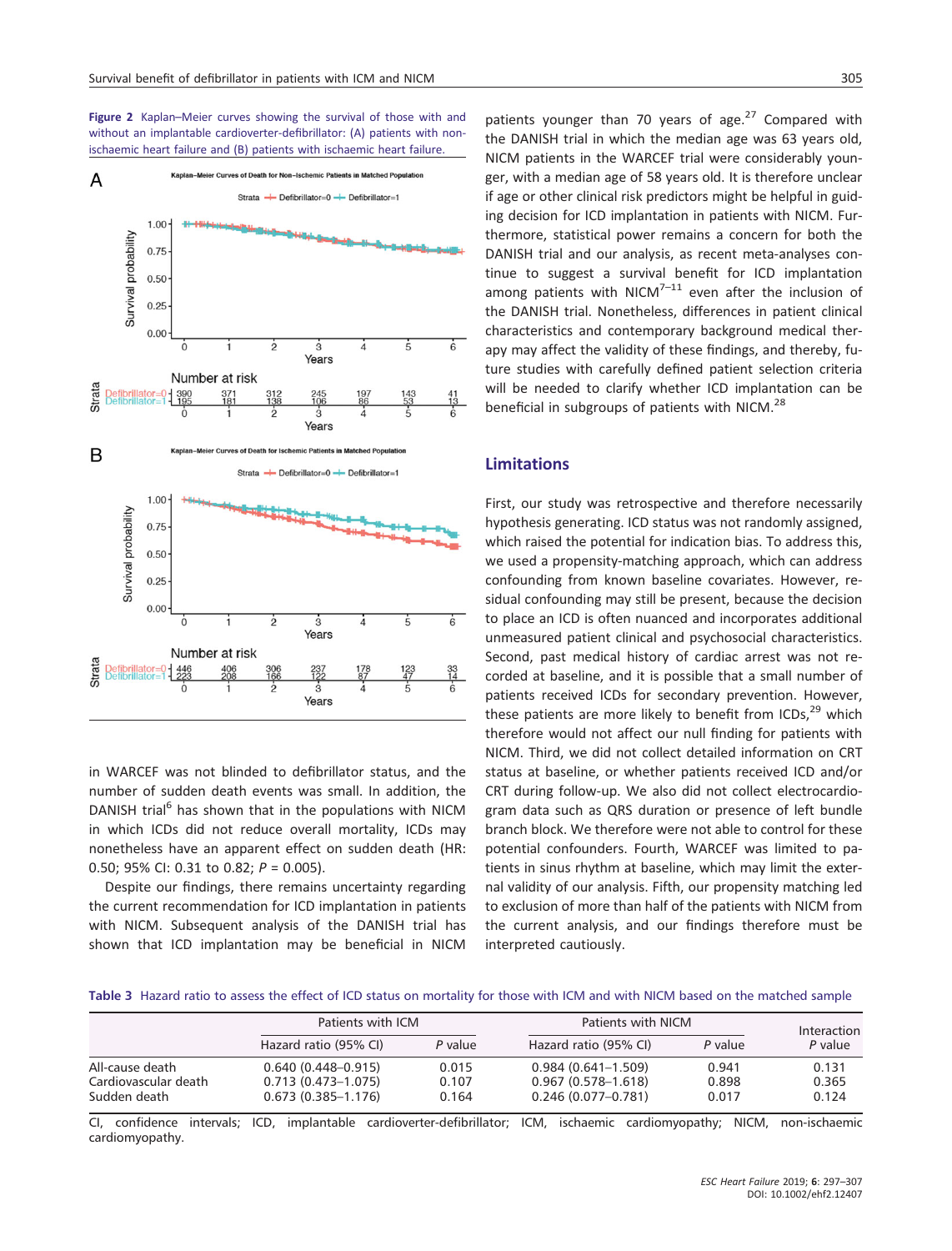**Figure 2** Kaplan–Meier curves showing the survival of those with and without an implantable cardioverter-defibrillator: (A) patients with non-ischaemic heart failure and (B) patients with ischaemic heart failure.

in WARCEF was not blinded to defibrillator status, and the number of sudden death events was small. In addition, the DANISH trial[6] has shown that in the populations with NICM in which ICDs did not reduce overall mortality, ICDs may nonetheless have an apparent effect on sudden death (HR: 0.50; 95% CI: 0.31 to 0.82; $P$ = 0.005).

Despite our findings, there remains uncertainty regarding the current recommendation for ICD implantation in patients with NICM. Subsequent analysis of the DANISH trial has shown that ICD implantation may be beneficial in NICM patients younger than 70 years of age.[27] Compared with the DANISH trial in which the median age was 63 years old, NICM patients in the WARCEF trial were considerably younger, with a median age of 58 years old. It is therefore unclear if age or other clinical risk predictors might be helpful in guiding decision for ICD implantation in patients with NICM. Furthermore, statistical power remains a concern for both the DANISH trial and our analysis, as recent meta-analyses continue to suggest a survival benefit for ICD implantation among patients with NICM[7–11] even after the inclusion of the DANISH trial. Nonetheless, differences in patient clinical characteristics and contemporary background medical therapy may affect the validity of these findings, and thereby, future studies with carefully defined patient selection criteria will be needed to clarify whether ICD implantation can be beneficial in subgroups of patients with NICM.[28]

## Limitations

First, our study was retrospective and therefore necessarily hypothesis generating. ICD status was not randomly assigned, which raised the potential for indication bias. To address this, we used a propensity-matching approach, which can address confounding from known baseline covariates. However, residual confounding may still be present, because the decision to place an ICD is often nuanced and incorporates additional unmeasured patient clinical and psychosocial characteristics. Second, past medical history of cardiac arrest was not recorded at baseline, and it is possible that a small number of patients received ICDs for secondary prevention. However, these patients are more likely to benefit from ICDs,[29] which therefore would not affect our null finding for patients with NICM. Third, we did not collect detailed information on CRT status at baseline, or whether patients received ICD and/or CRT during follow-up. We also did not collect electrocardiogram data such as QRS duration or presence of left bundle branch block. We therefore were not able to control for these potential confounders. Fourth, WARCEF was limited to patients in sinus rhythm at baseline, which may limit the external validity of our analysis. Fifth, our propensity matching led to exclusion of more than half of the patients with NICM from the current analysis, and our findings therefore must be interpreted cautiously.

**Table 3** Hazard ratio to assess the effect of ICD status on mortality for those with ICM and with NICM based on the matched sample

| | Patients with ICM | | Patients with NICM | | Interaction |
|---|---|---|---|---|---|
| | Hazard ratio (95% CI) | *P* value | Hazard ratio (95% CI) | *P* value | *P* value |
| All-cause death | 0.640 (0.448–0.915) | 0.015 | 0.984 (0.641–1.509) | 0.941 | 0.131 |
| Cardiovascular death | 0.713 (0.473–1.075) | 0.107 | 0.967 (0.578–1.618) | 0.898 | 0.365 |
| Sudden death | 0.673 (0.385–1.176) | 0.164 | 0.246 (0.077–0.781) | 0.017 | 0.124 |

CI, confidence intervals; ICD, implantable cardioverter-defibrillator; ICM, ischaemic cardiomyopathy; NICM, non-ischaemic cardiomyopathy.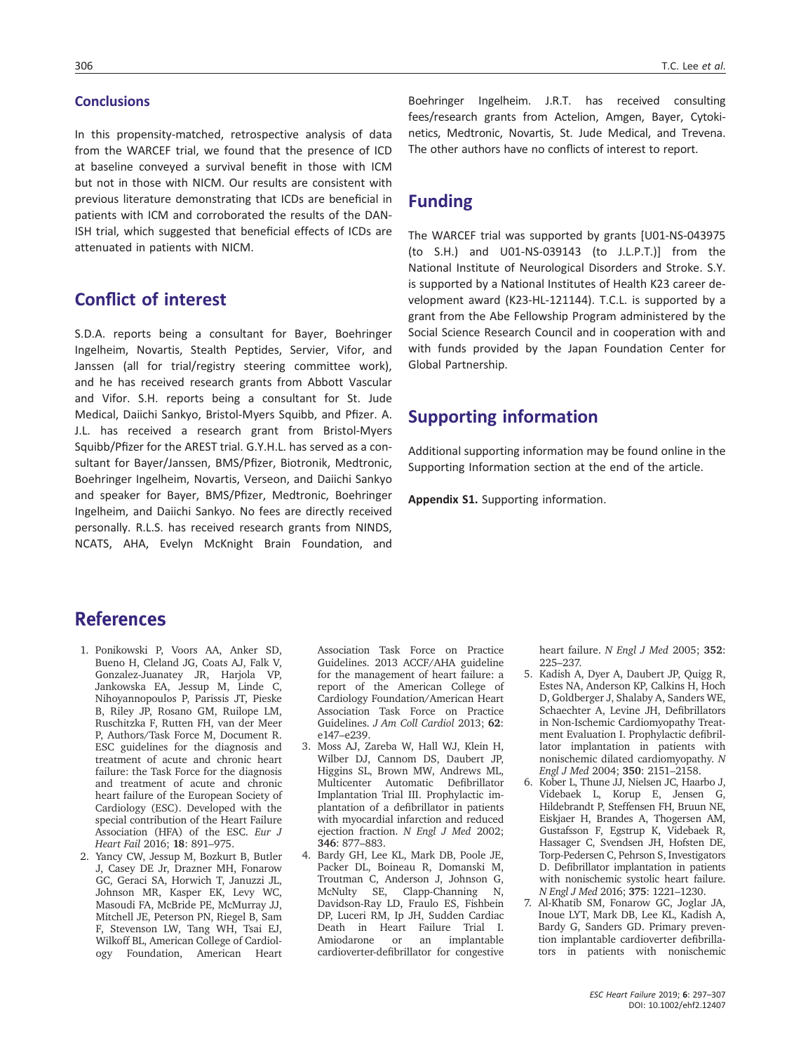## Conclusions

In this propensity-matched, retrospective analysis of data from the WARCEF trial, we found that the presence of ICD at baseline conveyed a survival benefit in those with ICM but not in those with NICM. Our results are consistent with previous literature demonstrating that ICDs are beneficial in patients with ICM and corroborated the results of the DANISH trial, which suggested that beneficial effects of ICDs are attenuated in patients with NICM.

## Conflict of interest

S.D.A. reports being a consultant for Bayer, Boehringer Ingelheim, Novartis, Stealth Peptides, Servier, Vifor, and Janssen (all for trial/registry steering committee work), and he has received research grants from Abbott Vascular and Vifor. S.H. reports being a consultant for St. Jude Medical, Daiichi Sankyo, Bristol-Myers Squibb, and Pfizer. A. J.L. has received a research grant from Bristol-Myers Squibb/Pfizer for the AREST trial. G.Y.H.L. has served as a consultant for Bayer/Janssen, BMS/Pfizer, Biotronik, Medtronic, Boehringer Ingelheim, Novartis, Verseon, and Daiichi Sankyo and speaker for Bayer, BMS/Pfizer, Medtronic, Boehringer Ingelheim, and Daiichi Sankyo. No fees are directly received personally. R.L.S. has received research grants from NINDS, NCATS, AHA, Evelyn McKnight Brain Foundation, and Boehringer Ingelheim. J.R.T. has received consulting fees/research grants from Actelion, Amgen, Bayer, Cytokinetics, Medtronic, Novartis, St. Jude Medical, and Trevena. The other authors have no conflicts of interest to report.

## Funding

The WARCEF trial was supported by grants [U01-NS-043975 (to S.H.) and U01-NS-039143 (to J.L.P.T.)] from the National Institute of Neurological Disorders and Stroke. S.Y. is supported by a National Institutes of Health K23 career development award (K23-HL-121144). T.C.L. is supported by a grant from the Abe Fellowship Program administered by the Social Science Research Council and in cooperation with and with funds provided by the Japan Foundation Center for Global Partnership.

## Supporting information

Additional supporting information may be found online in the Supporting Information section at the end of the article.

**Appendix S1.** Supporting information.

## References

1. Ponikowski P, Voors AA, Anker SD, Bueno H, Cleland JG, Coats AJ, Falk V, Gonzalez-Juanatey JR, Harjola VP, Jankowska EA, Jessup M, Linde C, Nihoyannopoulos P, Parissis JT, Pieske B, Riley JP, Rosano GM, Ruilope LM, Ruschitzka F, Rutten FH, van der Meer P, Authors/Task Force M, Document R. ESC guidelines for the diagnosis and treatment of acute and chronic heart failure: the Task Force for the diagnosis and treatment of acute and chronic heart failure of the European Society of Cardiology (ESC). Developed with the special contribution of the Heart Failure Association (HFA) of the ESC. *Eur J Heart Fail* 2016; **18**: 891–975.
2. Yancy CW, Jessup M, Bozkurt B, Butler J, Casey DE Jr, Drazner MH, Fonarow GC, Geraci SA, Horwich T, Januzzi JL, Johnson MR, Kasper EK, Levy WC, Masoudi FA, McBride PE, McMurray JJ, Mitchell JE, Peterson PN, Riegel B, Sam F, Stevenson LW, Tang WH, Tsai EJ, Wilkoff BL, American College of Cardiology Foundation, American Heart Association Task Force on Practice Guidelines. 2013 ACCF/AHA guideline for the management of heart failure: a report of the American College of Cardiology Foundation/American Heart Association Task Force on Practice Guidelines. *J Am Coll Cardiol* 2013; **62**: e147–e239.
3. Moss AJ, Zareba W, Hall WJ, Klein H, Wilber DJ, Cannom DS, Daubert JP, Higgins SL, Brown MW, Andrews ML, Multicenter Automatic Defibrillator Implantation Trial III. Prophylactic implantation of a defibrillator in patients with myocardial infarction and reduced ejection fraction. *N Engl J Med* 2002; **346**: 877–883.
4. Bardy GH, Lee KL, Mark DB, Poole JE, Packer DL, Boineau R, Domanski M, Troutman C, Anderson J, Johnson G, McNulty SE, Clapp-Channing N, Davidson-Ray LD, Fraulo ES, Fishbein DP, Luceri RM, Ip JH, Sudden Cardiac Death in Heart Failure Trial I. Amiodarone or an implantable cardioverter-defibrillator for congestive heart failure. *N Engl J Med* 2005; **352**: 225–237.
5. Kadish A, Dyer A, Daubert JP, Quigg R, Estes NA, Anderson KP, Calkins H, Hoch D, Goldberger J, Shalaby A, Sanders WE, Schaechter A, Levine JH, Defibrillators in Non-Ischemic Cardiomyopathy Treatment Evaluation I. Prophylactic defibrillator implantation in patients with nonischemic dilated cardiomyopathy. *N Engl J Med* 2004; **350**: 2151–2158.
6. Kober L, Thune JJ, Nielsen JC, Haarbo J, Videbaek L, Korup E, Jensen G, Hildebrandt P, Steffensen FH, Bruun NE, Eiskjaer H, Brandes A, Thogersen AM, Gustafsson F, Egstrup K, Videbaek R, Hassager C, Svendsen JH, Hofsten DE, Torp-Pedersen C, Pehrson S, Investigators D. Defibrillator implantation in patients with nonischemic systolic heart failure. *N Engl J Med* 2016; **375**: 1221–1230.
7. Al-Khatib SM, Fonarow GC, Joglar JA, Inoue LYT, Mark DB, Lee KL, Kadish A, Bardy G, Sanders GD. Primary prevention implantable cardioverter defibrillators in patients with nonischemic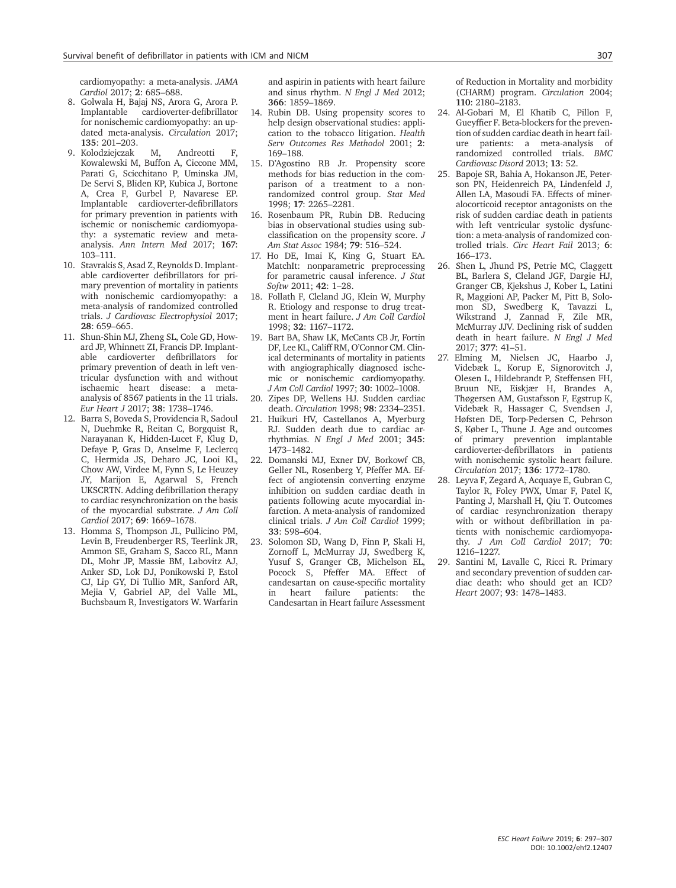cardiomyopathy: a meta-analysis. *JAMA Cardiol* 2017; **2**: 685–688.

8. Golwala H, Bajaj NS, Arora G, Arora P. Implantable cardioverter-defibrillator for nonischemic cardiomyopathy: an updated meta-analysis. *Circulation* 2017; **135**: 201–203.
9. Kolodziejczak M, Andreotti F, Kowalewski M, Buffon A, Ciccone MM, Parati G, Scicchitano P, Uminska JM, De Servi S, Bliden KP, Kubica J, Bortone A, Crea F, Gurbel P, Navarese EP. Implantable cardioverter-defibrillators for primary prevention in patients with ischemic or nonischemic cardiomyopathy: a systematic review and meta-analysis. *Ann Intern Med* 2017; **167**: 103–111.
10. Stavrakis S, Asad Z, Reynolds D. Implantable cardioverter defibrillators for primary prevention of mortality in patients with nonischemic cardiomyopathy: a meta-analysis of randomized controlled trials. *J Cardiovasc Electrophysiol* 2017; **28**: 659–665.
11. Shun-Shin MJ, Zheng SL, Cole GD, Howard JP, Whinnett ZI, Francis DP. Implantable cardioverter defibrillators for primary prevention of death in left ventricular dysfunction with and without ischaemic heart disease: a meta-analysis of 8567 patients in the 11 trials. *Eur Heart J* 2017; **38**: 1738–1746.
12. Barra S, Boveda S, Providencia R, Sadoul N, Duehmke R, Reitan C, Borgquist R, Narayanan K, Hidden-Lucet F, Klug D, Defaye P, Gras D, Anselme F, Leclercq C, Hermida JS, Deharo JC, Looi KL, Chow AW, Virdee M, Fynn S, Le Heuzey JY, Marijon E, Agarwal S, French UKSCRTN. Adding defibrillation therapy to cardiac resynchronization on the basis of the myocardial substrate. *J Am Coll Cardiol* 2017; **69**: 1669–1678.
13. Homma S, Thompson JL, Pullicino PM, Levin B, Freudenberger RS, Teerlink JR, Ammon SE, Graham S, Sacco RL, Mann DL, Mohr JP, Massie BM, Labovitz AJ, Anker SD, Lok DJ, Ponikowski P, Estol CJ, Lip GY, Di Tullio MR, Sanford AR, Mejia V, Gabriel AP, del Valle ML, Buchsbaum R, Investigators W. Warfarin and aspirin in patients with heart failure and sinus rhythm. *N Engl J Med* 2012; **366**: 1859–1869.
14. Rubin DB. Using propensity scores to help design observational studies: application to the tobacco litigation. *Health Serv Outcomes Res Methodol* 2001; **2**: 169–188.
15. D'Agostino RB Jr. Propensity score methods for bias reduction in the comparison of a treatment to a non-randomized control group. *Stat Med* 1998; **17**: 2265–2281.
16. Rosenbaum PR, Rubin DB. Reducing bias in observational studies using subclassification on the propensity score. *J Am Stat Assoc* 1984; **79**: 516–524.
17. Ho DE, Imai K, King G, Stuart EA. MatchIt: nonparametric preprocessing for parametric causal inference. *J Stat Softw* 2011; **42**: 1–28.
18. Follath F, Cleland JG, Klein W, Murphy R. Etiology and response to drug treatment in heart failure. *J Am Coll Cardiol* 1998; **32**: 1167–1172.
19. Bart BA, Shaw LK, McCants CB Jr, Fortin DF, Lee KL, Califf RM, O'Connor CM. Clinical determinants of mortality in patients with angiographically diagnosed ischemic or nonischemic cardiomyopathy. *J Am Coll Cardiol* 1997; **30**: 1002–1008.
20. Zipes DP, Wellens HJ. Sudden cardiac death. *Circulation* 1998; **98**: 2334–2351.
21. Huikuri HV, Castellanos A, Myerburg RJ. Sudden death due to cardiac arrhythmias. *N Engl J Med* 2001; **345**: 1473–1482.
22. Domanski MJ, Exner DV, Borkowf CB, Geller NL, Rosenberg Y, Pfeffer MA. Effect of angiotensin converting enzyme inhibition on sudden cardiac death in patients following acute myocardial infarction. A meta-analysis of randomized clinical trials. *J Am Coll Cardiol* 1999; **33**: 598–604.
23. Solomon SD, Wang D, Finn P, Skali H, Zornoff L, McMurray JJ, Swedberg K, Yusuf S, Granger CB, Michelson EL, Pocock S, Pfeffer MA. Effect of candesartan on cause-specific mortality in heart failure patients: the Candesartan in Heart failure Assessment of Reduction in Mortality and morbidity (CHARM) program. *Circulation* 2004; **110**: 2180–2183.
24. Al-Gobari M, El Khatib C, Pillon F, Gueyffier F. Beta-blockers for the prevention of sudden cardiac death in heart failure patients: a meta-analysis of randomized controlled trials. *BMC Cardiovasc Disord* 2013; **13**: 52.
25. Bapoje SR, Bahia A, Hokanson JE, Peterson PN, Heidenreich PA, Lindenfeld J, Allen LA, Masoudi FA. Effects of mineralocorticoid receptor antagonists on the risk of sudden cardiac death in patients with left ventricular systolic dysfunction: a meta-analysis of randomized controlled trials. *Circ Heart Fail* 2013; **6**: 166–173.
26. Shen L, Jhund PS, Petrie MC, Claggett BL, Barlera S, Cleland JGF, Dargie HJ, Granger CB, Kjekshus J, Kober L, Latini R, Maggioni AP, Packer M, Pitt B, Solomon SD, Swedberg K, Tavazzi L, Wikstrand J, Zannad F, Zile MR, McMurray JJV. Declining risk of sudden death in heart failure. *N Engl J Med* 2017; **377**: 41–51.
27. Elming M, Nielsen JC, Haarbo J, Videbæk L, Korup E, Signorovitch J, Olesen L, Hildebrandt P, Steffensen FH, Bruun NE, Eiskjær H, Brandes A, Thøgersen AM, Gustafsson F, Egstrup K, Videbæk R, Hassager C, Svendsen J, Høfsten DE, Torp-Pedersen C, Pehrson S, Køber L, Thune J. Age and outcomes of primary prevention implantable cardioverter-defibrillators in patients with nonischemic systolic heart failure. *Circulation* 2017; **136**: 1772–1780.
28. Leyva F, Zegard A, Acquaye E, Gubran C, Taylor R, Foley PWX, Umar F, Patel K, Panting J, Marshall H, Qiu T. Outcomes of cardiac resynchronization therapy with or without defibrillation in patients with nonischemic cardiomyopathy. *J Am Coll Cardiol* 2017; **70**: 1216–1227.
29. Santini M, Lavalle C, Ricci R. Primary and secondary prevention of sudden cardiac death: who should get an ICD? *Heart* 2007; **93**: 1478–1483.